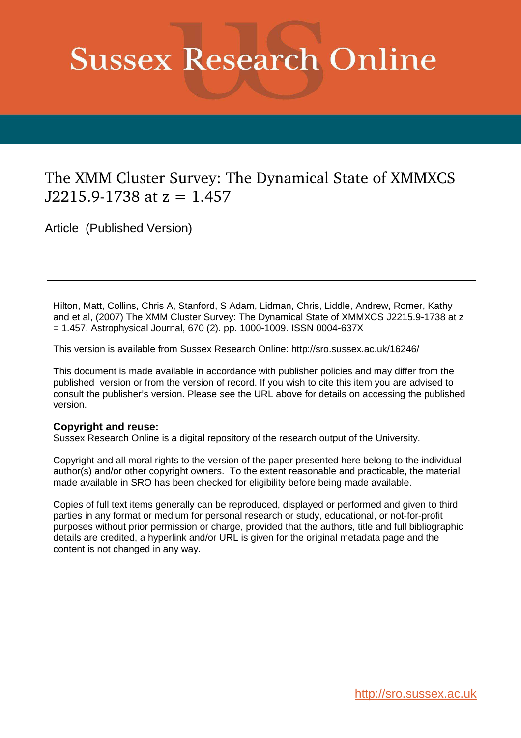# Sussex Research Online

## The XMM Cluster Survey: The Dynamical State of XMMXCS J2215.9-1738 at z = 1.457

Article (Published Version)

Hilton, Matt, Collins, Chris A, Stanford, S Adam, Lidman, Chris, Liddle, Andrew, Romer, Kathy and et al, (2007) The XMM Cluster Survey: The Dynamical State of XMMXCS J2215.9-1738 at z = 1.457. Astrophysical Journal, 670 (2). pp. 1000-1009. ISSN 0004-637X

This version is available from Sussex Research Online: http://sro.sussex.ac.uk/16246/

This document is made available in accordance with publisher policies and may differ from the published version or from the version of record. If you wish to cite this item you are advised to consult the publisher's version. Please see the URL above for details on accessing the published version.

**Copyright and reuse:**
Sussex Research Online is a digital repository of the research output of the University.

Copyright and all moral rights to the version of the paper presented here belong to the individual author(s) and/or other copyright owners. To the extent reasonable and practicable, the material made available in SRO has been checked for eligibility before being made available.

Copies of full text items generally can be reproduced, displayed or performed and given to third parties in any format or medium for personal research or study, educational, or not-for-profit purposes without prior permission or charge, provided that the authors, title and full bibliographic details are credited, a hyperlink and/or URL is given for the original metadata page and the content is not changed in any way.

http://sro.sussex.ac.uk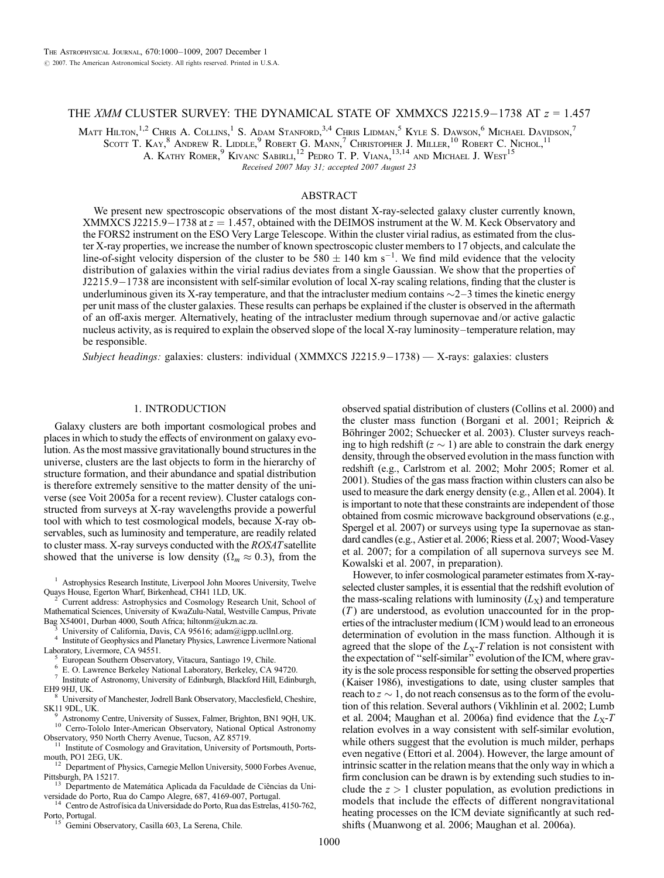# THE *XMM* CLUSTER SURVEY: THE DYNAMICAL STATE OF XMMXCS J2215.9−1738 AT $z$ = 1.457

Matt Hilton,[1,2] Chris A. Collins,[1] S. Adam Stanford,[3,4] Chris Lidman,[5] Kyle S. Dawson,[6] Michael Davidson,[7] Scott T. Kay,[8] Andrew R. Liddle,[9] Robert G. Mann,[7] Christopher J. Miller,[10] Robert C. Nichol,[11] A. Kathy Romer,[9] Kivanc Sabirli,[12] Pedro T. P. Viana,[13,14] and Michael J. West[15]

*Received 2007 May 31; accepted 2007 August 23*

## ABSTRACT

We present new spectroscopic observations of the most distant X-ray-selected galaxy cluster currently known, XMMXCS J2215.9−1738 at $z = 1.457$, obtained with the DEIMOS instrument at the W. M. Keck Observatory and the FORS2 instrument on the ESO Very Large Telescope. Within the cluster virial radius, as estimated from the cluster X-ray properties, we increase the number of known spectroscopic cluster members to 17 objects, and calculate the line-of-sight velocity dispersion of the cluster to be $580 \pm 140$ km s$^{-1}$. We find mild evidence that the velocity distribution of galaxies within the virial radius deviates from a single Gaussian. We show that the properties of J2215.9−1738 are inconsistent with self-similar evolution of local X-ray scaling relations, finding that the cluster is underluminous given its X-ray temperature, and that the intracluster medium contains ∼2–3 times the kinetic energy per unit mass of the cluster galaxies. These results can perhaps be explained if the cluster is observed in the aftermath of an off-axis merger. Alternatively, heating of the intracluster medium through supernovae and/or active galactic nucleus activity, as is required to explain the observed slope of the local X-ray luminosity–temperature relation, may be responsible.

*Subject headings:* galaxies: clusters: individual (XMMXCS J2215.9−1738) — X-rays: galaxies: clusters

## 1. INTRODUCTION

Galaxy clusters are both important cosmological probes and places in which to study the effects of environment on galaxy evolution. As the most massive gravitationally bound structures in the universe, clusters are the last objects to form in the hierarchy of structure formation, and their abundance and spatial distribution is therefore extremely sensitive to the matter density of the universe (see Voit 2005a for a recent review). Cluster catalogs constructed from surveys at X-ray wavelengths provide a powerful tool with which to test cosmological models, because X-ray observables, such as luminosity and temperature, are readily related to cluster mass. X-ray surveys conducted with the *ROSAT* satellite showed that the universe is low density ($\Omega_m \approx 0.3$), from the observed spatial distribution of clusters (Collins et al. 2000) and the cluster mass function (Borgani et al. 2001; Reiprich & Böhringer 2002; Schuecker et al. 2003). Cluster surveys reaching to high redshift ($z \sim 1$) are able to constrain the dark energy density, through the observed evolution in the mass function with redshift (e.g., Carlstrom et al. 2002; Mohr 2005; Romer et al. 2001). Studies of the gas mass fraction within clusters can also be used to measure the dark energy density (e.g., Allen et al. 2004). It is important to note that these constraints are independent of those obtained from cosmic microwave background observations (e.g., Spergel et al. 2007) or surveys using type Ia supernovae as standard candles (e.g., Astier et al. 2006; Riess et al. 2007; Wood-Vasey et al. 2007; for a compilation of all supernova surveys see M. Kowalski et al. 2007, in preparation).

However, to infer cosmological parameter estimates from X-ray-selected cluster samples, it is essential that the redshift evolution of the mass-scaling relations with luminosity ($L_X$) and temperature ($T$) are understood, as evolution unaccounted for in the properties of the intracluster medium (ICM) would lead to an erroneous determination of evolution in the mass function. Although it is agreed that the slope of the $L_X$-$T$ relation is not consistent with the expectation of "self-similar" evolution of the ICM, where gravity is the sole process responsible for setting the observed properties (Kaiser 1986), investigations to date, using cluster samples that reach to $z \sim 1$, do not reach consensus as to the form of the evolution of this relation. Several authors (Vikhlinin et al. 2002; Lumb et al. 2004; Maughan et al. 2006a) find evidence that the $L_X$-$T$ relation evolves in a way consistent with self-similar evolution, while others suggest that the evolution is much milder, perhaps even negative (Ettori et al. 2004). However, the large amount of intrinsic scatter in the relation means that the only way in which a firm conclusion can be drawn is by extending such studies to include the $z > 1$ cluster population, as evolution predictions in models that include the effects of different nongravitational heating processes on the ICM deviate significantly at such redshifts (Muanwong et al. 2006; Maughan et al. 2006a).

---

[1] Astrophysics Research Institute, Liverpool John Moores University, Twelve Quays House, Egerton Wharf, Birkenhead, CH41 1LD, UK.

[2] Current address: Astrophysics and Cosmology Research Unit, School of Mathematical Sciences, University of KwaZulu-Natal, Westville Campus, Private Bag X54001, Durban 4000, South Africa; hiltonm@ukzn.ac.za.

[3] University of California, Davis, CA 95616; adam@igpp.ucllnl.org.

[4] Institute of Geophysics and Planetary Physics, Lawrence Livermore National Laboratory, Livermore, CA 94551.

[5] European Southern Observatory, Vitacura, Santiago 19, Chile.

[6] E. O. Lawrence Berkeley National Laboratory, Berkeley, CA 94720.

[7] Institute of Astronomy, University of Edinburgh, Blackford Hill, Edinburgh, EH9 9HJ, UK.

[8] University of Manchester, Jodrell Bank Observatory, Macclesfield, Cheshire, SK11 9DL, UK.

[9] Astronomy Centre, University of Sussex, Falmer, Brighton, BN1 9QH, UK.

[10] Cerro-Tololo Inter-American Observatory, National Optical Astronomy Observatory, 950 North Cherry Avenue, Tucson, AZ 85719.

[11] Institute of Cosmology and Gravitation, University of Portsmouth, Portsmouth, PO1 2EG, UK.

[12] Department of Physics, Carnegie Mellon University, 5000 Forbes Avenue, Pittsburgh, PA 15217.

[13] Departmento de Matemática Aplicada da Faculdade de Ciências da Universidade do Porto, Rua do Campo Alegre, 687, 4169-007, Portugal.

[14] Centro de Astrofísica da Universidade do Porto, Rua das Estrelas, 4150-762, Porto, Portugal.

[15] Gemini Observatory, Casilla 603, La Serena, Chile.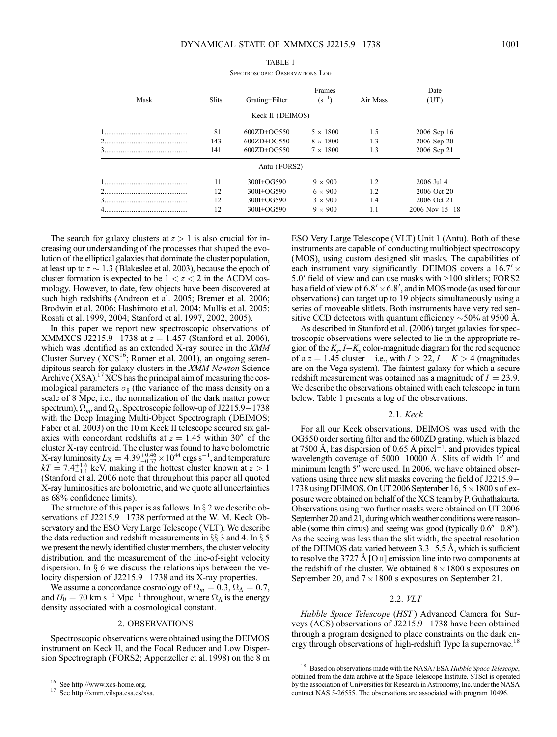TABLE 1

Spectroscopic Observations Log

| Mask | Slits | Grating+Filter | Frames ($s^{-1}$) | Air Mass | Date (UT) |
|---|---|---|---|---|---|
| | | Keck II (DEIMOS) | | | |
| 1 | 81 | 600ZD+OG550 | $5 \times 1800$ | 1.5 | 2006 Sep 16 |
| 2 | 143 | 600ZD+OG550 | $8 \times 1800$ | 1.3 | 2006 Sep 20 |
| 3 | 141 | 600ZD+OG550 | $7 \times 1800$ | 1.3 | 2006 Sep 21 |
| | | Antu (FORS2) | | | |
| 1 | 11 | 300I+OG590 | $9 \times 900$ | 1.2 | 2006 Jul 4 |
| 2 | 12 | 300I+OG590 | $6 \times 900$ | 1.2 | 2006 Oct 20 |
| 3 | 12 | 300I+OG590 | $3 \times 900$ | 1.4 | 2006 Oct 21 |
| 4 | 12 | 300I+OG590 | $9 \times 900$ | 1.1 | 2006 Nov 15–18 |

The search for galaxy clusters at $z > 1$ is also crucial for increasing our understanding of the processes that shaped the evolution of the elliptical galaxies that dominate the cluster population, at least up to $z \sim 1.3$ (Blakeslee et al. 2003), because the epoch of cluster formation is expected to be $1 < z < 2$ in the $\Lambda$CDM cosmology. However, to date, few objects have been discovered at such high redshifts (Andreon et al. 2005; Bremer et al. 2006; Brodwin et al. 2006; Hashimoto et al. 2004; Mullis et al. 2005; Rosati et al. 1999, 2004; Stanford et al. 1997, 2002, 2005).

In this paper we report new spectroscopic observations of XMMXCS J2215.9−1738 at $z = 1.457$ (Stanford et al. 2006), which was identified as an extended X-ray source in the *XMM* Cluster Survey (XCS[16]; Romer et al. 2001), an ongoing serendipitous search for galaxy clusters in the *XMM-Newton* Science Archive (XSA).[17] XCS has the principal aim of measuring the cosmological parameters $\sigma_8$ (the variance of the mass density on a scale of 8 Mpc, i.e., the normalization of the dark matter power spectrum), $\Omega_m$, and $\Omega_\Lambda$. Spectroscopic follow-up of J2215.9−1738 with the Deep Imaging Multi-Object Spectrograph (DEIMOS; Faber et al. 2003) on the 10 m Keck II telescope secured six galaxies with concordant redshifts at $z = 1.45$ within 30″ of the cluster X-ray centroid. The cluster was found to have bolometric X-ray luminosity $L_X = 4.39^{+0.46}_{-0.37} \times 10^{44}$ ergs $s^{-1}$, and temperature $kT = 7.4^{+1.6}_{-1.1}$ keV, making it the hottest cluster known at $z > 1$ (Stanford et al. 2006 note that throughout this paper all quoted X-ray luminosities are bolometric, and we quote all uncertainties as 68% confidence limits).

The structure of this paper is as follows. In § 2 we describe observations of J2215.9−1738 performed at the W. M. Keck Observatory and the ESO Very Large Telescope (VLT). We describe the data reduction and redshift measurements in §§ 3 and 4. In § 5 we present the newly identified cluster members, the cluster velocity distribution, and the measurement of the line-of-sight velocity dispersion. In § 6 we discuss the relationships between the velocity dispersion of J2215.9−1738 and its X-ray properties.

We assume a concordance cosmology of $\Omega_m = 0.3$, $\Omega_\Lambda = 0.7$, and $H_0 = 70$ km $s^{-1}$ $Mpc^{-1}$ throughout, where $\Omega_\Lambda$ is the energy density associated with a cosmological constant.

## 2. OBSERVATIONS

Spectroscopic observations were obtained using the DEIMOS instrument on Keck II, and the Focal Reducer and Low Dispersion Spectrograph (FORS2; Appenzeller et al. 1998) on the 8 m ESO Very Large Telescope (VLT) Unit 1 (Antu). Both of these instruments are capable of conducting multiobject spectroscopy (MOS), using custom designed slit masks. The capabilities of each instrument vary significantly: DEIMOS covers a $16.7' \times 5.0'$ field of view and can use masks with >100 slitlets; FORS2 has a field of view of $6.8' \times 6.8'$, and in MOS mode (as used for our observations) can target up to 19 objects simultaneously using a series of moveable slitlets. Both instruments have very red sensitive CCD detectors with quantum efficiency ~50% at 9500 Å.

As described in Stanford et al. (2006) target galaxies for spectroscopic observations were selected to lie in the appropriate region of the $K_s$, $I-K_s$ color-magnitude diagram for the red sequence of a $z = 1.45$ cluster—i.e., with $I > 22$, $I - K > 4$ (magnitudes are on the Vega system). The faintest galaxy for which a secure redshift measurement was obtained has a magnitude of $I = 23.9$. We describe the observations obtained with each telescope in turn below. Table 1 presents a log of the observations.

### 2.1. *Keck*

For all our Keck observations, DEIMOS was used with the OG550 order sorting filter and the 600ZD grating, which is blazed at 7500 Å, has dispersion of 0.65 Å $pixel^{-1}$, and provides typical wavelength coverage of 5000–10000 Å. Slits of width 1″ and minimum length 5″ were used. In 2006, we have obtained observations using three new slit masks covering the field of J2215.9−1738 using DEIMOS. On UT 2006 September 16, $5 \times 1800$ s of exposure were obtained on behalf of the XCS team by P. Guhathakurta. Observations using two further masks were obtained on UT 2006 September 20 and 21, during which weather conditions were reasonable (some thin cirrus) and seeing was good (typically 0.6″–0.8″). As the seeing was less than the slit width, the spectral resolution of the DEIMOS data varied between 3.3–5.5 Å, which is sufficient to resolve the 3727 Å [O II] emission line into two components at the redshift of the cluster. We obtained $8 \times 1800$ s exposures on September 20, and $7 \times 1800$ s exposures on September 21.

### 2.2. *VLT*

*Hubble Space Telescope* (*HST*) Advanced Camera for Surveys (ACS) observations of J2215.9−1738 have been obtained through a program designed to place constraints on the dark energy through observations of high-redshift Type Ia supernovae.[18]

[16] See http://www.xcs-home.org.

[17] See http://xmm.vilspa.esa.es/xsa.

[18] Based on observations made with the NASA/ESA *Hubble Space Telescope*, obtained from the data archive at the Space Telescope Institute. STScI is operated by the association of Universities for Research in Astronomy, Inc. under the NASA contract NAS 5-26555. The observations are associated with program 10496.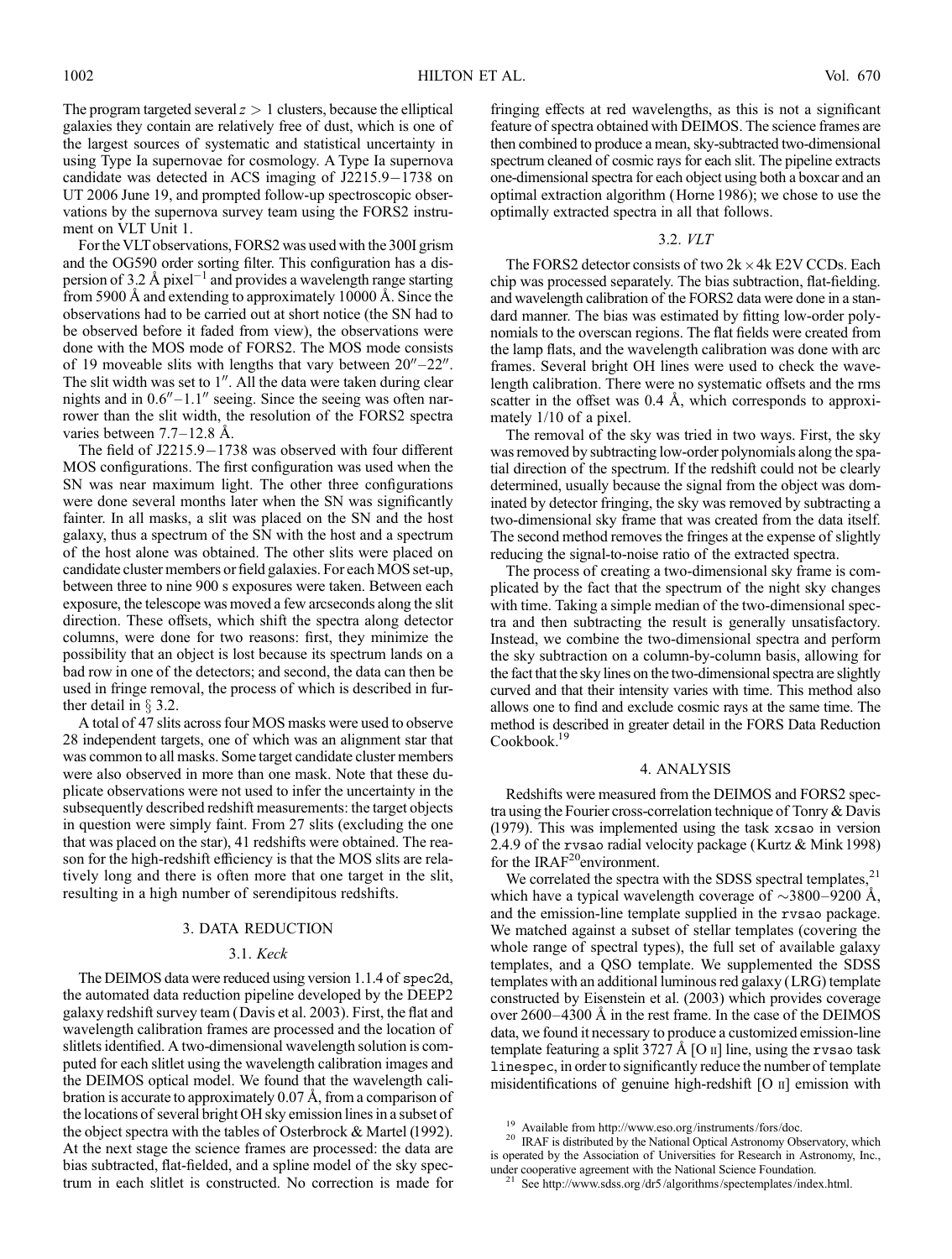The program targeted several $z > 1$ clusters, because the elliptical galaxies they contain are relatively free of dust, which is one of the largest sources of systematic and statistical uncertainty in using Type Ia supernovae for cosmology. A Type Ia supernova candidate was detected in ACS imaging of J2215.9−1738 on UT 2006 June 19, and prompted follow-up spectroscopic observations by the supernova survey team using the FORS2 instrument on VLT Unit 1.

For the VLT observations, FORS2 was used with the 300I grism and the OG590 order sorting filter. This configuration has a dispersion of 3.2 Å $\mathrm{pixel}^{-1}$ and provides a wavelength range starting from 5900 Å and extending to approximately 10000 Å. Since the observations had to be carried out at short notice (the SN had to be observed before it faded from view), the observations were done with the MOS mode of FORS2. The MOS mode consists of 19 moveable slits with lengths that vary between 20″–22″. The slit width was set to 1″. All the data were taken during clear nights and in 0.6″–1.1″ seeing. Since the seeing was often narrower than the slit width, the resolution of the FORS2 spectra varies between 7.7–12.8 Å.

The field of J2215.9−1738 was observed with four different MOS configurations. The first configuration was used when the SN was near maximum light. The other three configurations were done several months later when the SN was significantly fainter. In all masks, a slit was placed on the SN and the host galaxy, thus a spectrum of the SN with the host and a spectrum of the host alone was obtained. The other slits were placed on candidate cluster members or field galaxies. For each MOS set-up, between three to nine 900 s exposures were taken. Between each exposure, the telescope was moved a few arcseconds along the slit direction. These offsets, which shift the spectra along detector columns, were done for two reasons: first, they minimize the possibility that an object is lost because its spectrum lands on a bad row in one of the detectors; and second, the data can then be used in fringe removal, the process of which is described in further detail in § 3.2.

A total of 47 slits across four MOS masks were used to observe 28 independent targets, one of which was an alignment star that was common to all masks. Some target candidate cluster members were also observed in more than one mask. Note that these duplicate observations were not used to infer the uncertainty in the subsequently described redshift measurements: the target objects in question were simply faint. From 27 slits (excluding the one that was placed on the star), 41 redshifts were obtained. The reason for the high-redshift efficiency is that the MOS slits are relatively long and there is often more that one target in the slit, resulting in a high number of serendipitous redshifts.

## 3. DATA REDUCTION

### 3.1. *Keck*

The DEIMOS data were reduced using version 1.1.4 of spec2d, the automated data reduction pipeline developed by the DEEP2 galaxy redshift survey team (Davis et al. 2003). First, the flat and wavelength calibration frames are processed and the location of slitlets identified. A two-dimensional wavelength solution is computed for each slitlet using the wavelength calibration images and the DEIMOS optical model. We found that the wavelength calibration is accurate to approximately 0.07 Å, from a comparison of the locations of several bright OH sky emission lines in a subset of the object spectra with the tables of Osterbrock & Martel (1992). At the next stage the science frames are processed: the data are bias subtracted, flat-fielded, and a spline model of the sky spectrum in each slitlet is constructed. No correction is made for fringing effects at red wavelengths, as this is not a significant feature of spectra obtained with DEIMOS. The science frames are then combined to produce a mean, sky-subtracted two-dimensional spectrum cleaned of cosmic rays for each slit. The pipeline extracts one-dimensional spectra for each object using both a boxcar and an optimal extraction algorithm (Horne 1986); we chose to use the optimally extracted spectra in all that follows.

### 3.2. *VLT*

The FORS2 detector consists of two 2k × 4k E2V CCDs. Each chip was processed separately. The bias subtraction, flat-fielding. and wavelength calibration of the FORS2 data were done in a standard manner. The bias was estimated by fitting low-order polynomials to the overscan regions. The flat fields were created from the lamp flats, and the wavelength calibration was done with arc frames. Several bright OH lines were used to check the wavelength calibration. There were no systematic offsets and the rms scatter in the offset was 0.4 Å, which corresponds to approximately 1/10 of a pixel.

The removal of the sky was tried in two ways. First, the sky was removed by subtracting low-order polynomials along the spatial direction of the spectrum. If the redshift could not be clearly determined, usually because the signal from the object was dominated by detector fringing, the sky was removed by subtracting a two-dimensional sky frame that was created from the data itself. The second method removes the fringes at the expense of slightly reducing the signal-to-noise ratio of the extracted spectra.

The process of creating a two-dimensional sky frame is complicated by the fact that the spectrum of the night sky changes with time. Taking a simple median of the two-dimensional spectra and then subtracting the result is generally unsatisfactory. Instead, we combine the two-dimensional spectra and perform the sky subtraction on a column-by-column basis, allowing for the fact that the sky lines on the two-dimensional spectra are slightly curved and that their intensity varies with time. This method also allows one to find and exclude cosmic rays at the same time. The method is described in greater detail in the FORS Data Reduction Cookbook.[19]

## 4. ANALYSIS

Redshifts were measured from the DEIMOS and FORS2 spectra using the Fourier cross-correlation technique of Tonry & Davis (1979). This was implemented using the task xcsao in version 2.4.9 of the rvsao radial velocity package (Kurtz & Mink 1998) for the IRAF[20]environment.

We correlated the spectra with the SDSS spectral templates,[21] which have a typical wavelength coverage of ∼3800–9200 Å, and the emission-line template supplied in the rvsao package. We matched against a subset of stellar templates (covering the whole range of spectral types), the full set of available galaxy templates, and a QSO template. We supplemented the SDSS templates with an additional luminous red galaxy (LRG) template constructed by Eisenstein et al. (2003) which provides coverage over 2600–4300 Å in the rest frame. In the case of the DEIMOS data, we found it necessary to produce a customized emission-line template featuring a split 3727 Å [O II] line, using the rvsao task linespec, in order to significantly reduce the number of template misidentifications of genuine high-redshift [O II] emission with

[19] Available from http://www.eso.org/instruments/fors/doc.

[20] IRAF is distributed by the National Optical Astronomy Observatory, which is operated by the Association of Universities for Research in Astronomy, Inc., under cooperative agreement with the National Science Foundation.

[21] See http://www.sdss.org/dr5/algorithms/spectemplates/index.html.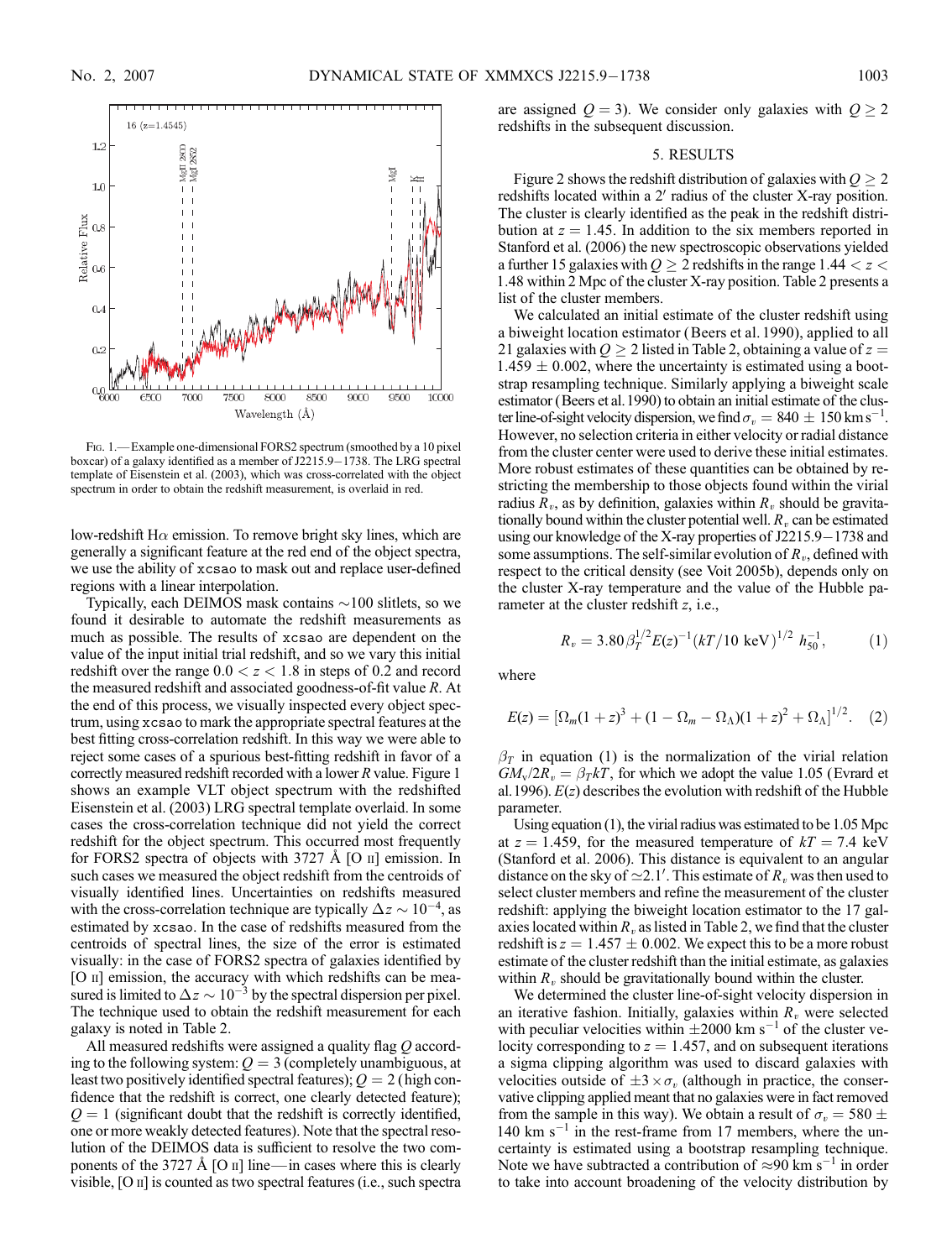FIG. 1.—Example one-dimensional FORS2 spectrum (smoothed by a 10 pixel boxcar) of a galaxy identified as a member of J2215.9−1738. The LRG spectral template of Eisenstein et al. (2003), which was cross-correlated with the object spectrum in order to obtain the redshift measurement, is overlaid in red.

low-redshift Hα emission. To remove bright sky lines, which are generally a significant feature at the red end of the object spectra, we use the ability of xcsao to mask out and replace user-defined regions with a linear interpolation.

Typically, each DEIMOS mask contains ∼100 slitlets, so we found it desirable to automate the redshift measurements as much as possible. The results of xcsao are dependent on the value of the input initial trial redshift, and so we vary this initial redshift over the range $0.0 < z < 1.8$ in steps of 0.2 and record the measured redshift and associated goodness-of-fit value $R$. At the end of this process, we visually inspected every object spectrum, using xcsao to mark the appropriate spectral features at the best fitting cross-correlation redshift. In this way we were able to reject some cases of a spurious best-fitting redshift in favor of a correctly measured redshift recorded with a lower $R$ value. Figure 1 shows an example VLT object spectrum with the redshifted Eisenstein et al. (2003) LRG spectral template overlaid. In some cases the cross-correlation technique did not yield the correct redshift for the object spectrum. This occurred most frequently for FORS2 spectra of objects with 3727 Å [O II] emission. In such cases we measured the object redshift from the centroids of visually identified lines. Uncertainties on redshifts measured with the cross-correlation technique are typically $\Delta z \sim 10^{-4}$, as estimated by xcsao. In the case of redshifts measured from the centroids of spectral lines, the size of the error is estimated visually: in the case of FORS2 spectra of galaxies identified by [O II] emission, the accuracy with which redshifts can be measured is limited to $\Delta z \sim 10^{-3}$ by the spectral dispersion per pixel. The technique used to obtain the redshift measurement for each galaxy is noted in Table 2.

All measured redshifts were assigned a quality flag $Q$ according to the following system: $Q = 3$ (completely unambiguous, at least two positively identified spectral features); $Q = 2$ (high confidence that the redshift is correct, one clearly detected feature); $Q = 1$ (significant doubt that the redshift is correctly identified, one or more weakly detected features). Note that the spectral resolution of the DEIMOS data is sufficient to resolve the two components of the 3727 Å [O II] line—in cases where this is clearly visible, [O II] is counted as two spectral features (i.e., such spectra are assigned $Q = 3$). We consider only galaxies with $Q \geq 2$ redshifts in the subsequent discussion.

## 5. RESULTS

Figure 2 shows the redshift distribution of galaxies with $Q \geq 2$ redshifts located within a 2′ radius of the cluster X-ray position. The cluster is clearly identified as the peak in the redshift distribution at $z = 1.45$. In addition to the six members reported in Stanford et al. (2006) the new spectroscopic observations yielded a further 15 galaxies with $Q \geq 2$ redshifts in the range $1.44 < z < 1.48$ within 2 Mpc of the cluster X-ray position. Table 2 presents a list of the cluster members.

We calculated an initial estimate of the cluster redshift using a biweight location estimator (Beers et al. 1990), applied to all 21 galaxies with $Q \geq 2$ listed in Table 2, obtaining a value of $z = 1.459 \pm 0.002$, where the uncertainty is estimated using a bootstrap resampling technique. Similarly applying a biweight scale estimator (Beers et al. 1990) to obtain an initial estimate of the cluster line-of-sight velocity dispersion, we find $\sigma_v = 840 \pm 150$ km s$^{-1}$. However, no selection criteria in either velocity or radial distance from the cluster center were used to derive these initial estimates. More robust estimates of these quantities can be obtained by restricting the membership to those objects found within the virial radius $R_v$, as by definition, galaxies within $R_v$ should be gravitationally bound within the cluster potential well. $R_v$ can be estimated using our knowledge of the X-ray properties of J2215.9−1738 and some assumptions. The self-similar evolution of $R_v$, defined with respect to the critical density (see Voit 2005b), depends only on the cluster X-ray temperature and the value of the Hubble parameter at the cluster redshift $z$, i.e.,

$$R_v = 3.80\,\beta_T^{1/2} E(z)^{-1} (kT/10 \text{ keV})^{1/2}\ h_{50}^{-1}, \tag{1}$$

where

$$E(z) = [\Omega_m(1+z)^3 + (1 - \Omega_m - \Omega_\Lambda)(1+z)^2 + \Omega_\Lambda]^{1/2}. \tag{2}$$

$\beta_T$ in equation (1) is the normalization of the virial relation $GM_v/2R_v = \beta_T kT$, for which we adopt the value 1.05 (Evrard et al. 1996). $E(z)$ describes the evolution with redshift of the Hubble parameter.

Using equation (1), the virial radius was estimated to be 1.05 Mpc at $z = 1.459$, for the measured temperature of $kT = 7.4$ keV (Stanford et al. 2006). This distance is equivalent to an angular distance on the sky of ≃2.1′. This estimate of $R_v$ was then used to select cluster members and refine the measurement of the cluster redshift: applying the biweight location estimator to the 17 galaxies located within $R_v$ as listed in Table 2, we find that the cluster redshift is $z = 1.457 \pm 0.002$. We expect this to be a more robust estimate of the cluster redshift than the initial estimate, as galaxies within $R_v$ should be gravitationally bound within the cluster.

We determined the cluster line-of-sight velocity dispersion in an iterative fashion. Initially, galaxies within $R_v$ were selected with peculiar velocities within ±2000 km s$^{-1}$ of the cluster velocity corresponding to $z = 1.457$, and on subsequent iterations a sigma clipping algorithm was used to discard galaxies with velocities outside of $\pm 3 \times \sigma_v$ (although in practice, the conservative clipping applied meant that no galaxies were in fact removed from the sample in this way). We obtain a result of $\sigma_v = 580 \pm 140$ km s$^{-1}$ in the rest-frame from 17 members, where the uncertainty is estimated using a bootstrap resampling technique. Note we have subtracted a contribution of ≈90 km s$^{-1}$ in order to take into account broadening of the velocity distribution by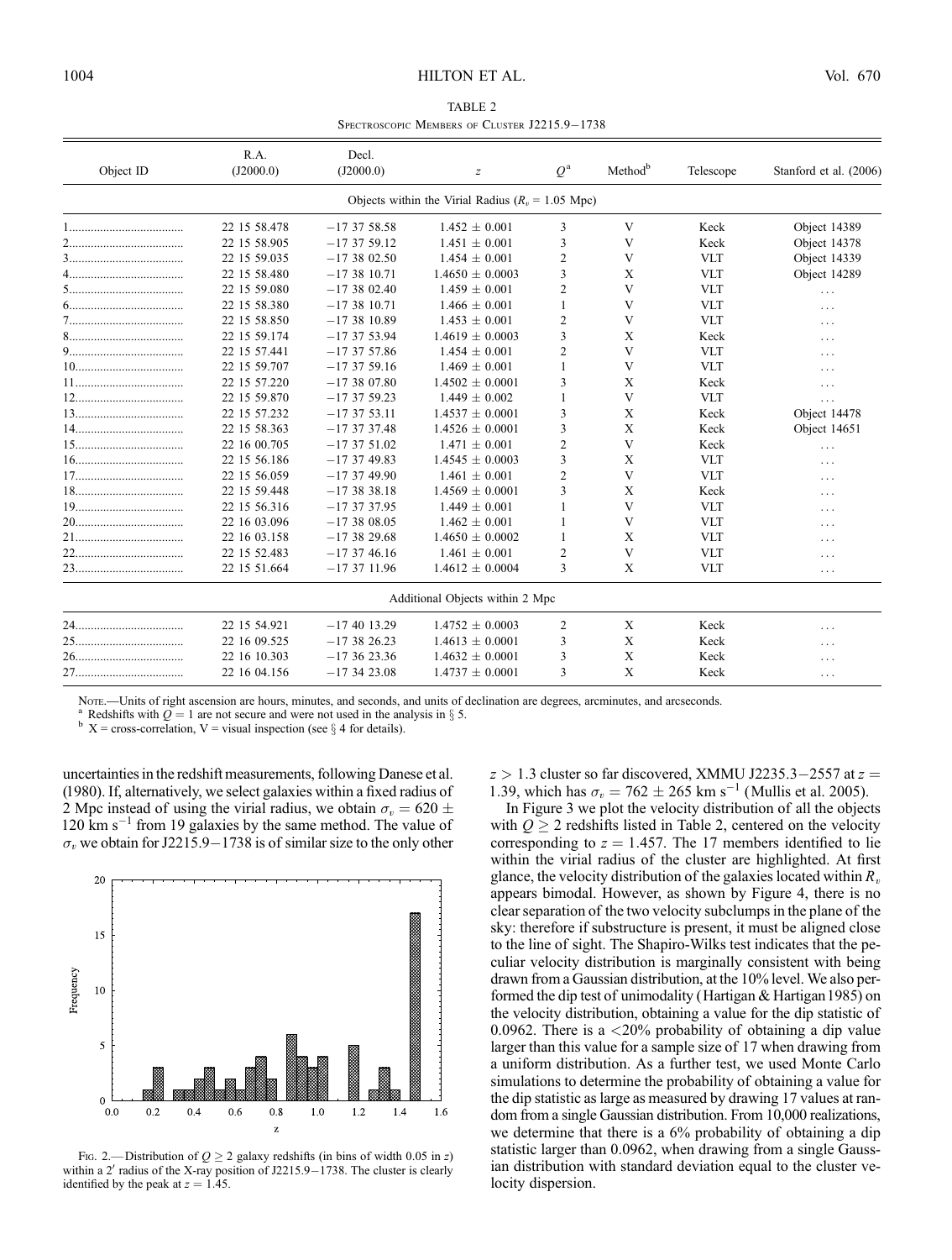TABLE 2

Spectroscopic Members of Cluster J2215.9−1738

| Object ID | R.A. (J2000.0) | Decl. (J2000.0) | $z$ | $Q$[a] | Method[b] | Telescope | Stanford et al. (2006) |
|---|---|---|---|---|---|---|---|
| Objects within the Virial Radius ($R_v$ = 1.05 Mpc) | | | | | | | |
| 1 | 22 15 58.478 | −17 37 58.58 | 1.452 ± 0.001 | 3 | V | Keck | Object 14389 |
| 2 | 22 15 58.905 | −17 37 59.12 | 1.451 ± 0.001 | 3 | V | Keck | Object 14378 |
| 3 | 22 15 59.035 | −17 38 02.50 | 1.454 ± 0.001 | 2 | V | VLT | Object 14339 |
| 4 | 22 15 58.480 | −17 38 10.71 | 1.4650 ± 0.0003 | 3 | X | VLT | Object 14289 |
| 5 | 22 15 59.080 | −17 38 02.40 | 1.459 ± 0.001 | 2 | V | VLT | ... |
| 6 | 22 15 58.380 | −17 38 10.71 | 1.466 ± 0.001 | 1 | V | VLT | ... |
| 7 | 22 15 58.850 | −17 38 10.89 | 1.453 ± 0.001 | 2 | V | VLT | ... |
| 8 | 22 15 59.174 | −17 37 53.94 | 1.4619 ± 0.0003 | 3 | X | Keck | ... |
| 9 | 22 15 57.441 | −17 37 57.86 | 1.454 ± 0.001 | 2 | V | VLT | ... |
| 10 | 22 15 59.707 | −17 37 59.16 | 1.469 ± 0.001 | 1 | V | VLT | ... |
| 11 | 22 15 57.220 | −17 38 07.80 | 1.4502 ± 0.0001 | 3 | X | Keck | ... |
| 12 | 22 15 59.870 | −17 37 59.23 | 1.449 ± 0.002 | 1 | V | VLT | ... |
| 13 | 22 15 57.232 | −17 37 53.11 | 1.4537 ± 0.0001 | 3 | X | Keck | Object 14478 |
| 14 | 22 15 58.363 | −17 37 37.48 | 1.4526 ± 0.0001 | 3 | X | Keck | Object 14651 |
| 15 | 22 16 00.705 | −17 37 51.02 | 1.471 ± 0.001 | 2 | V | Keck | ... |
| 16 | 22 15 56.186 | −17 37 49.83 | 1.4545 ± 0.0003 | 3 | X | VLT | ... |
| 17 | 22 15 56.059 | −17 37 49.90 | 1.461 ± 0.001 | 2 | V | VLT | ... |
| 18 | 22 15 59.448 | −17 38 38.18 | 1.4569 ± 0.0001 | 3 | X | Keck | ... |
| 19 | 22 15 56.316 | −17 37 37.95 | 1.449 ± 0.001 | 1 | V | VLT | ... |
| 20 | 22 16 03.096 | −17 38 08.05 | 1.462 ± 0.001 | 1 | V | VLT | ... |
| 21 | 22 16 03.158 | −17 38 29.68 | 1.4650 ± 0.0002 | 1 | X | VLT | ... |
| 22 | 22 15 52.483 | −17 37 46.16 | 1.461 ± 0.001 | 2 | V | VLT | ... |
| 23 | 22 15 51.664 | −17 37 11.96 | 1.4612 ± 0.0004 | 3 | X | VLT | ... |
| Additional Objects within 2 Mpc | | | | | | | |
| 24 | 22 15 54.921 | −17 40 13.29 | 1.4752 ± 0.0003 | 2 | X | Keck | ... |
| 25 | 22 16 09.525 | −17 38 26.23 | 1.4613 ± 0.0001 | 3 | X | Keck | ... |
| 26 | 22 16 10.303 | −17 36 23.36 | 1.4632 ± 0.0001 | 3 | X | Keck | ... |
| 27 | 22 16 04.156 | −17 34 23.08 | 1.4737 ± 0.0001 | 3 | X | Keck | ... |

Note.—Units of right ascension are hours, minutes, and seconds, and units of declination are degrees, arcminutes, and arcseconds.

[a] Redshifts with $Q = 1$ are not secure and were not used in the analysis in § 5.

[b] X = cross-correlation, V = visual inspection (see § 4 for details).

uncertainties in the redshift measurements, following Danese et al. (1980). If, alternatively, we select galaxies within a fixed radius of 2 Mpc instead of using the virial radius, we obtain $\sigma_v = 620 \pm 120$ km s$^{-1}$ from 19 galaxies by the same method. The value of $\sigma_v$ we obtain for J2215.9−1738 is of similar size to the only other $z > 1.3$ cluster so far discovered, XMMU J2235.3−2557 at $z = 1.39$, which has $\sigma_v = 762 \pm 265$ km s$^{-1}$ (Mullis et al. 2005).

Fig. 2.—Distribution of $Q \geq 2$ galaxy redshifts (in bins of width 0.05 in $z$) within a 2′ radius of the X-ray position of J2215.9−1738. The cluster is clearly identified by the peak at $z = 1.45$.

In Figure 3 we plot the velocity distribution of all the objects with $Q \geq 2$ redshifts listed in Table 2, centered on the velocity corresponding to $z = 1.457$. The 17 members identified to lie within the virial radius of the cluster are highlighted. At first glance, the velocity distribution of the galaxies located within $R_v$ appears bimodal. However, as shown by Figure 4, there is no clear separation of the two velocity subclumps in the plane of the sky: therefore if substructure is present, it must be aligned close to the line of sight. The Shapiro-Wilks test indicates that the peculiar velocity distribution is marginally consistent with being drawn from a Gaussian distribution, at the 10% level. We also performed the dip test of unimodality (Hartigan & Hartigan 1985) on the velocity distribution, obtaining a value for the dip statistic of 0.0962. There is a <20% probability of obtaining a dip value larger than this value for a sample size of 17 when drawing from a uniform distribution. As a further test, we used Monte Carlo simulations to determine the probability of obtaining a value for the dip statistic as large as measured by drawing 17 values at random from a single Gaussian distribution. From 10,000 realizations, we determine that there is a 6% probability of obtaining a dip statistic larger than 0.0962, when drawing from a single Gaussian distribution with standard deviation equal to the cluster velocity dispersion.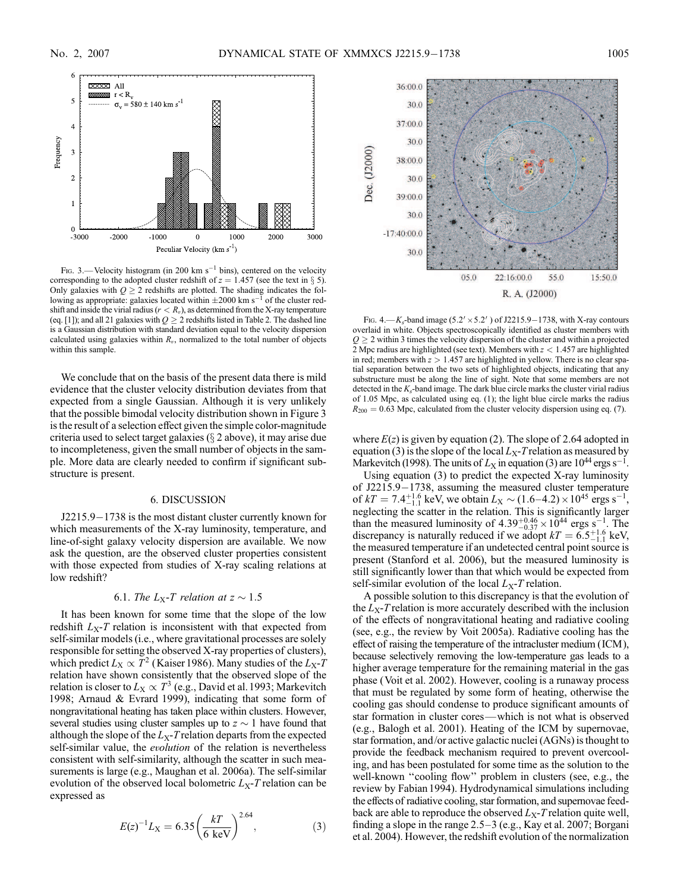Fig. 3.—Velocity histogram (in 200 km $s^{-1}$ bins), centered on the velocity corresponding to the adopted cluster redshift of $z = 1.457$ (see the text in § 5). Only galaxies with $Q \geq 2$ redshifts are plotted. The shading indicates the following as appropriate: galaxies located within $\pm 2000$ km $s^{-1}$ of the cluster redshift and inside the virial radius ($r < R_v$), as determined from the X-ray temperature (eq. [1]); and all 21 galaxies with $Q \geq 2$ redshifts listed in Table 2. The dashed line is a Gaussian distribution with standard deviation equal to the velocity dispersion calculated using galaxies within $R_v$, normalized to the total number of objects within this sample.

Fig. 4.—$K_s$-band image ($5.2' \times 5.2'$) of J2215.9−1738, with X-ray contours overlaid in white. Objects spectroscopically identified as cluster members with $Q \geq 2$ within 3 times the velocity dispersion of the cluster and within a projected 2 Mpc radius are highlighted (see text). Members with $z < 1.457$ are highlighted in red; members with $z > 1.457$ are highlighted in yellow. There is no clear spatial separation between the two sets of highlighted objects, indicating that any substructure must be along the line of sight. Note that some members are not detected in the $K_s$-band image. The dark blue circle marks the cluster virial radius of 1.05 Mpc, as calculated using eq. (1); the light blue circle marks the radius $R_{200} = 0.63$ Mpc, calculated from the cluster velocity dispersion using eq. (7).

We conclude that on the basis of the present data there is mild evidence that the cluster velocity distribution deviates from that expected from a single Gaussian. Although it is very unlikely that the possible bimodal velocity distribution shown in Figure 3 is the result of a selection effect given the simple color-magnitude criteria used to select target galaxies (§ 2 above), it may arise due to incompleteness, given the small number of objects in the sample. More data are clearly needed to confirm if significant substructure is present.

## 6. DISCUSSION

J2215.9−1738 is the most distant cluster currently known for which measurements of the X-ray luminosity, temperature, and line-of-sight galaxy velocity dispersion are available. We now ask the question, are the observed cluster properties consistent with those expected from studies of X-ray scaling relations at low redshift?

### 6.1. *The $L_X$-$T$ relation at $z \sim 1.5$*

It has been known for some time that the slope of the low redshift $L_X$-$T$ relation is inconsistent with that expected from self-similar models (i.e., where gravitational processes are solely responsible for setting the observed X-ray properties of clusters), which predict $L_X \propto T^2$ (Kaiser 1986). Many studies of the $L_X$-$T$ relation have shown consistently that the observed slope of the relation is closer to $L_X \propto T^3$ (e.g., David et al. 1993; Markevitch 1998; Arnaud & Evrard 1999), indicating that some form of nongravitational heating has taken place within clusters. However, several studies using cluster samples up to $z \sim 1$ have found that although the slope of the $L_X$-$T$ relation departs from the expected self-similar value, the *evolution* of the relation is nevertheless consistent with self-similarity, although the scatter in such measurements is large (e.g., Maughan et al. 2006a). The self-similar evolution of the observed local bolometric $L_X$-$T$ relation can be expressed as

$$E(z)^{-1} L_X = 6.35 \left( \frac{kT}{6 \text{ keV}} \right)^{2.64}, \qquad (3)$$

where $E(z)$ is given by equation (2). The slope of 2.64 adopted in equation (3) is the slope of the local $L_X$-$T$ relation as measured by Markevitch (1998). The units of $L_X$ in equation (3) are $10^{44}$ ergs $s^{-1}$.

Using equation (3) to predict the expected X-ray luminosity of J2215.9−1738, assuming the measured cluster temperature of $kT = 7.4^{+1.6}_{-1.1}$ keV, we obtain $L_X \sim (1.6\text{–}4.2) \times 10^{45}$ ergs $s^{-1}$, neglecting the scatter in the relation. This is significantly larger than the measured luminosity of $4.39^{+0.46}_{-0.37} \times 10^{44}$ ergs $s^{-1}$. The discrepancy is naturally reduced if we adopt $kT = 6.5^{+1.6}_{-1.1}$ keV, the measured temperature if an undetected central point source is present (Stanford et al. 2006), but the measured luminosity is still significantly lower than that which would be expected from self-similar evolution of the local $L_X$-$T$ relation.

A possible solution to this discrepancy is that the evolution of the $L_X$-$T$ relation is more accurately described with the inclusion of the effects of nongravitational heating and radiative cooling (see, e.g., the review by Voit 2005a). Radiative cooling has the effect of raising the temperature of the intracluster medium (ICM), because selectively removing the low-temperature gas leads to a higher average temperature for the remaining material in the gas phase (Voit et al. 2002). However, cooling is a runaway process that must be regulated by some form of heating, otherwise the cooling gas should condense to produce significant amounts of star formation in cluster cores—which is not what is observed (e.g., Balogh et al. 2001). Heating of the ICM by supernovae, star formation, and/or active galactic nuclei (AGNs) is thought to provide the feedback mechanism required to prevent overcooling, and has been postulated for some time as the solution to the well-known "cooling flow" problem in clusters (see, e.g., the review by Fabian 1994). Hydrodynamical simulations including the effects of radiative cooling, star formation, and supernovae feedback are able to reproduce the observed $L_X$-$T$ relation quite well, finding a slope in the range 2.5–3 (e.g., Kay et al. 2007; Borgani et al. 2004). However, the redshift evolution of the normalization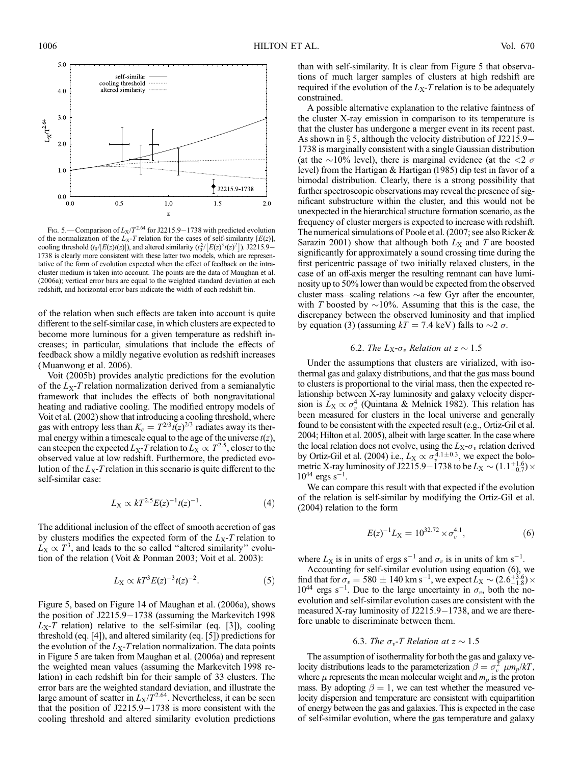FIG. 5.— Comparison of $L_X/T^{2.64}$ for J2215.9−1738 with predicted evolution of the normalization of the $L_X$-$T$ relation for the cases of self-similarity [$E(z)$], cooling threshold ($t_0/[E(z)t(z)]$), and altered similarity ($t_0^2/[E(z)^3 t(z)^2]$). J2215.9−1738 is clearly more consistent with these latter two models, which are representative of the form of evolution expected when the effect of feedback on the intracluster medium is taken into account. The points are the data of Maughan et al. (2006a); vertical error bars are equal to the weighted standard deviation at each redshift, and horizontal error bars indicate the width of each redshift bin.

of the relation when such effects are taken into account is quite different to the self-similar case, in which clusters are expected to become more luminous for a given temperature as redshift increases; in particular, simulations that include the effects of feedback show a mildly negative evolution as redshift increases (Muanwong et al. 2006).

Voit (2005b) provides analytic predictions for the evolution of the $L_X$-$T$ relation normalization derived from a semianalytic framework that includes the effects of both nongravitational heating and radiative cooling. The modified entropy models of Voit et al. (2002) show that introducing a cooling threshold, where gas with entropy less than $K_c = T^{2/3}t(z)^{2/3}$ radiates away its thermal energy within a timescale equal to the age of the universe $t(z)$, can steepen the expected $L_X$-$T$ relation to $L_X \propto T^{2.5}$, closer to the observed value at low redshift. Furthermore, the predicted evolution of the $L_X$-$T$ relation in this scenario is quite different to the self-similar case:

$$L_X \propto kT^{2.5}E(z)^{-1}t(z)^{-1}. \tag{4}$$

The additional inclusion of the effect of smooth accretion of gas by clusters modifies the expected form of the $L_X$-$T$ relation to $L_X \propto T^3$, and leads to the so called "altered similarity" evolution of the relation (Voit & Ponman 2003; Voit et al. 2003):

$$L_X \propto kT^3E(z)^{-3}t(z)^{-2}. \tag{5}$$

Figure 5, based on Figure 14 of Maughan et al. (2006a), shows the position of J2215.9−1738 (assuming the Markevitch 1998 $L_X$-$T$ relation) relative to the self-similar (eq. [3]), cooling threshold (eq. [4]), and altered similarity (eq. [5]) predictions for the evolution of the $L_X$-$T$ relation normalization. The data points in Figure 5 are taken from Maughan et al. (2006a) and represent the weighted mean values (assuming the Markevitch 1998 relation) in each redshift bin for their sample of 33 clusters. The error bars are the weighted standard deviation, and illustrate the large amount of scatter in $L_X/T^{2.64}$. Nevertheless, it can be seen that the position of J2215.9−1738 is more consistent with the cooling threshold and altered similarity evolution predictions than with self-similarity. It is clear from Figure 5 that observations of much larger samples of clusters at high redshift are required if the evolution of the $L_X$-$T$ relation is to be adequately constrained.

A possible alternative explanation to the relative faintness of the cluster X-ray emission in comparison to its temperature is that the cluster has undergone a merger event in its recent past. As shown in § 5, although the velocity distribution of J2215.9−1738 is marginally consistent with a single Gaussian distribution (at the ~10% level), there is marginal evidence (at the $<2\ \sigma$ level) from the Hartigan & Hartigan (1985) dip test in favor of a bimodal distribution. Clearly, there is a strong possibility that further spectroscopic observations may reveal the presence of significant substructure within the cluster, and this would not be unexpected in the hierarchical structure formation scenario, as the frequency of cluster mergers is expected to increase with redshift. The numerical simulations of Poole et al. (2007; see also Ricker & Sarazin 2001) show that although both $L_X$ and $T$ are boosted significantly for approximately a sound crossing time during the first pericentric passage of two initially relaxed clusters, in the case of an off-axis merger the resulting remnant can have luminosity up to 50% lower than would be expected from the observed cluster mass–scaling relations ~a few Gyr after the encounter, with $T$ boosted by ~10%. Assuming that this is the case, the discrepancy between the observed luminosity and that implied by equation (3) (assuming $kT = 7.4$ keV) falls to ~2 $\sigma$.

### 6.2. *The $L_X$-$\sigma_v$ Relation at $z \sim 1.5$*

Under the assumptions that clusters are virialized, with isothermal gas and galaxy distributions, and that the gas mass bound to clusters is proportional to the virial mass, then the expected relationship between X-ray luminosity and galaxy velocity dispersion is $L_X \propto \sigma_v^4$ (Quintana & Melnick 1982). This relation has been measured for clusters in the local universe and generally found to be consistent with the expected result (e.g., Ortiz-Gil et al. 2004; Hilton et al. 2005), albeit with large scatter. In the case where the local relation does not evolve, using the $L_X$-$\sigma_v$ relation derived by Ortiz-Gil et al. (2004) i.e., $L_X \propto \sigma_v^{4.1\pm0.3}$, we expect the bolometric X-ray luminosity of J2215.9−1738 to be $L_X \sim (1.1^{+1.6}_{-0.7}) \times 10^{44}$ ergs s$^{-1}$.

We can compare this result with that expected if the evolution of the relation is self-similar by modifying the Ortiz-Gil et al. (2004) relation to the form

$$E(z)^{-1}L_X = 10^{32.72} \times \sigma_v^{4.1}, \tag{6}$$

where $L_X$ is in units of ergs s$^{-1}$ and $\sigma_v$ is in units of km s$^{-1}$.

Accounting for self-similar evolution using equation (6), we find that for $\sigma_v = 580 \pm 140$ km s$^{-1}$, we expect $L_X \sim (2.6^{+3.6}_{-1.8}) \times 10^{44}$ ergs s$^{-1}$. Due to the large uncertainty in $\sigma_v$, both the no-evolution and self-similar evolution cases are consistent with the measured X-ray luminosity of J2215.9−1738, and we are therefore unable to discriminate between them.

### 6.3. *The $\sigma_v$-$T$ Relation at $z \sim 1.5$*

The assumption of isothermality for both the gas and galaxy velocity distributions leads to the parameterization $\beta = \sigma_v^2\ \mu m_p/kT$, where $\mu$ represents the mean molecular weight and $m_p$ is the proton mass. By adopting $\beta = 1$, we can test whether the measured velocity dispersion and temperature are consistent with equipartition of energy between the gas and galaxies. This is expected in the case of self-similar evolution, where the gas temperature and galaxy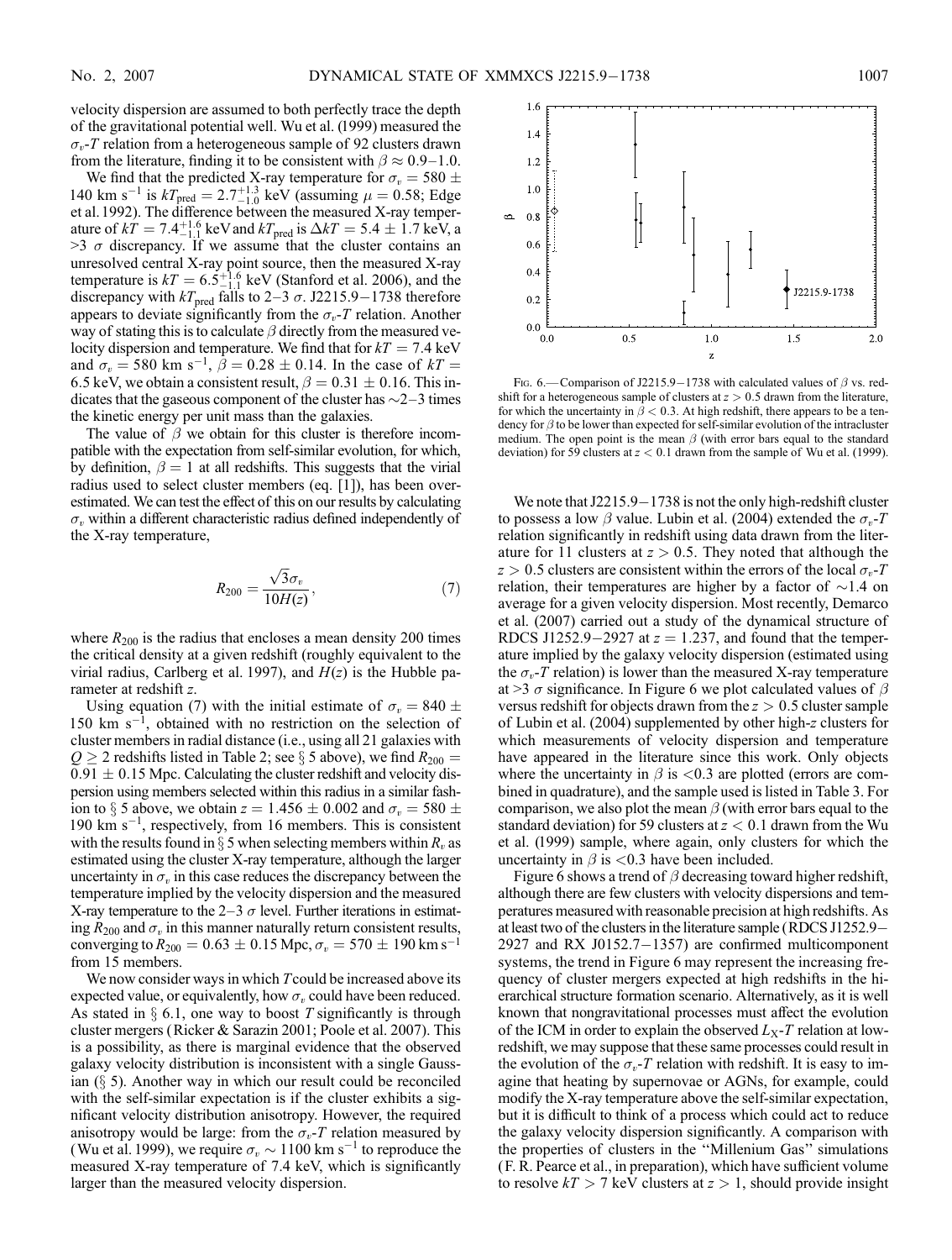velocity dispersion are assumed to both perfectly trace the depth of the gravitational potential well. Wu et al. (1999) measured the $\sigma_v$-$T$ relation from a heterogeneous sample of 92 clusters drawn from the literature, finding it to be consistent with $\beta \approx 0.9$–$1.0$.

We find that the predicted X-ray temperature for $\sigma_v = 580 \pm 140$ km s$^{-1}$ is $kT_{\rm pred} = 2.7^{+1.3}_{-1.0}$ keV (assuming $\mu = 0.58$; Edge et al. 1992). The difference between the measured X-ray temperature of $kT = 7.4^{+1.6}_{-1.1}$ keV and $kT_{\rm pred}$ is $\Delta kT = 5.4 \pm 1.7$ keV, a $>3\ \sigma$ discrepancy. If we assume that the cluster contains an unresolved central X-ray point source, then the measured X-ray temperature is $kT = 6.5^{+1.6}_{-1.1}$ keV (Stanford et al. 2006), and the discrepancy with $kT_{\rm pred}$ falls to 2–3 $\sigma$. J2215.9−1738 therefore appears to deviate significantly from the $\sigma_v$-$T$ relation. Another way of stating this is to calculate $\beta$ directly from the measured velocity dispersion and temperature. We find that for $kT = 7.4$ keV and $\sigma_v = 580$ km s$^{-1}$, $\beta = 0.28 \pm 0.14$. In the case of $kT = 6.5$ keV, we obtain a consistent result, $\beta = 0.31 \pm 0.16$. This indicates that the gaseous component of the cluster has ~2–3 times the kinetic energy per unit mass than the galaxies.

The value of $\beta$ we obtain for this cluster is therefore incompatible with the expectation from self-similar evolution, for which, by definition, $\beta = 1$ at all redshifts. This suggests that the virial radius used to select cluster members (eq. [1]), has been overestimated. We can test the effect of this on our results by calculating $\sigma_v$ within a different characteristic radius defined independently of the X-ray temperature,

$$R_{200} = \frac{\sqrt{3}\sigma_v}{10H(z)}, \qquad (7)$$

where $R_{200}$ is the radius that encloses a mean density 200 times the critical density at a given redshift (roughly equivalent to the virial radius, Carlberg et al. 1997), and $H(z)$ is the Hubble parameter at redshift $z$.

Using equation (7) with the initial estimate of $\sigma_v = 840 \pm 150$ km s$^{-1}$, obtained with no restriction on the selection of cluster members in radial distance (i.e., using all 21 galaxies with $Q \geq 2$ redshifts listed in Table 2; see § 5 above), we find $R_{200} = 0.91 \pm 0.15$ Mpc. Calculating the cluster redshift and velocity dispersion using members selected within this radius in a similar fashion to § 5 above, we obtain $z = 1.456 \pm 0.002$ and $\sigma_v = 580 \pm 190$ km s$^{-1}$, respectively, from 16 members. This is consistent with the results found in § 5 when selecting members within $R_v$ as estimated using the cluster X-ray temperature, although the larger uncertainty in $\sigma_v$ in this case reduces the discrepancy between the temperature implied by the velocity dispersion and the measured X-ray temperature to the 2–3 $\sigma$ level. Further iterations in estimating $R_{200}$ and $\sigma_v$ in this manner naturally return consistent results, converging to $R_{200} = 0.63 \pm 0.15$ Mpc, $\sigma_v = 570 \pm 190$ km s$^{-1}$ from 15 members.

We now consider ways in which $T$ could be increased above its expected value, or equivalently, how $\sigma_v$ could have been reduced. As stated in § 6.1, one way to boost $T$ significantly is through cluster mergers (Ricker & Sarazin 2001; Poole et al. 2007). This is a possibility, as there is marginal evidence that the observed galaxy velocity distribution is inconsistent with a single Gaussian (§ 5). Another way in which our result could be reconciled with the self-similar expectation is if the cluster exhibits a significant velocity distribution anisotropy. However, the required anisotropy would be large: from the $\sigma_v$-$T$ relation measured by (Wu et al. 1999), we require $\sigma_v \sim 1100$ km s$^{-1}$ to reproduce the measured X-ray temperature of 7.4 keV, which is significantly larger than the measured velocity dispersion.

Fig. 6.—Comparison of J2215.9−1738 with calculated values of $\beta$ vs. redshift for a heterogeneous sample of clusters at $z > 0.5$ drawn from the literature, for which the uncertainty in $\beta < 0.3$. At high redshift, there appears to be a tendency for $\beta$ to be lower than expected for self-similar evolution of the intracluster medium. The open point is the mean $\beta$ (with error bars equal to the standard deviation) for 59 clusters at $z < 0.1$ drawn from the sample of Wu et al. (1999).

We note that J2215.9−1738 is not the only high-redshift cluster to possess a low $\beta$ value. Lubin et al. (2004) extended the $\sigma_v$-$T$ relation significantly in redshift using data drawn from the literature for 11 clusters at $z > 0.5$. They noted that although the $z > 0.5$ clusters are consistent within the errors of the local $\sigma_v$-$T$ relation, their temperatures are higher by a factor of ~1.4 on average for a given velocity dispersion. Most recently, Demarco et al. (2007) carried out a study of the dynamical structure of RDCS J1252.9−2927 at $z = 1.237$, and found that the temperature implied by the galaxy velocity dispersion (estimated using the $\sigma_v$-$T$ relation) is lower than the measured X-ray temperature at $>3\ \sigma$ significance. In Figure 6 we plot calculated values of $\beta$ versus redshift for objects drawn from the $z > 0.5$ cluster sample of Lubin et al. (2004) supplemented by other high-$z$ clusters for which measurements of velocity dispersion and temperature have appeared in the literature since this work. Only objects where the uncertainty in $\beta$ is $<0.3$ are plotted (errors are combined in quadrature), and the sample used is listed in Table 3. For comparison, we also plot the mean $\beta$ (with error bars equal to the standard deviation) for 59 clusters at $z < 0.1$ drawn from the Wu et al. (1999) sample, where again, only clusters for which the uncertainty in $\beta$ is $<0.3$ have been included.

Figure 6 shows a trend of $\beta$ decreasing toward higher redshift, although there are few clusters with velocity dispersions and temperatures measured with reasonable precision at high redshifts. As at least two of the clusters in the literature sample (RDCS J1252.9−2927 and RX J0152.7−1357) are confirmed multicomponent systems, the trend in Figure 6 may represent the increasing frequency of cluster mergers expected at high redshifts in the hierarchical structure formation scenario. Alternatively, as it is well known that nongravitational processes must affect the evolution of the ICM in order to explain the observed $L_X$-$T$ relation at low-redshift, we may suppose that these same processes could result in the evolution of the $\sigma_v$-$T$ relation with redshift. It is easy to imagine that heating by supernovae or AGNs, for example, could modify the X-ray temperature above the self-similar expectation, but it is difficult to think of a process which could act to reduce the galaxy velocity dispersion significantly. A comparison with the properties of clusters in the "Millenium Gas" simulations (F. R. Pearce et al., in preparation), which have sufficient volume to resolve $kT > 7$ keV clusters at $z > 1$, should provide insight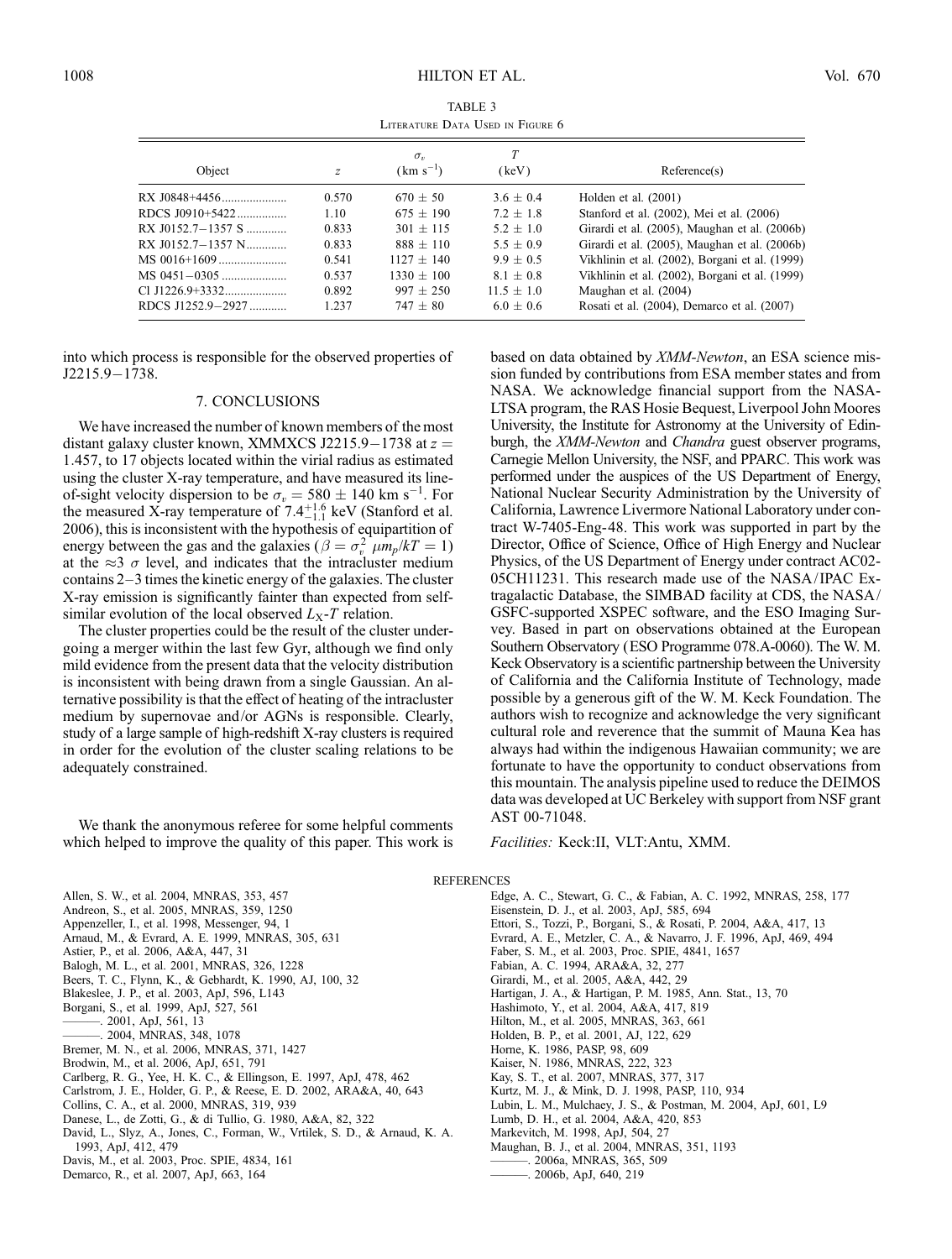TABLE 3

Literature Data Used in Figure 6

| Object | $z$ | $\sigma_v$ (km s$^{-1}$) | $T$ (keV) | Reference(s) |
|---|---|---|---|---|
| RX J0848+4456 | 0.570 | $670 \pm 50$ | $3.6 \pm 0.4$ | Holden et al. (2001) |
| RDCS J0910+5422 | 1.10 | $675 \pm 190$ | $7.2 \pm 1.8$ | Stanford et al. (2002), Mei et al. (2006) |
| RX J0152.7−1357 S | 0.833 | $301 \pm 115$ | $5.2 \pm 1.0$ | Girardi et al. (2005), Maughan et al. (2006b) |
| RX J0152.7−1357 N | 0.833 | $888 \pm 110$ | $5.5 \pm 0.9$ | Girardi et al. (2005), Maughan et al. (2006b) |
| MS 0016+1609 | 0.541 | $1127 \pm 140$ | $9.9 \pm 0.5$ | Vikhlinin et al. (2002), Borgani et al. (1999) |
| MS 0451−0305 | 0.537 | $1330 \pm 100$ | $8.1 \pm 0.8$ | Vikhlinin et al. (2002), Borgani et al. (1999) |
| Cl J1226.9+3332 | 0.892 | $997 \pm 250$ | $11.5 \pm 1.0$ | Maughan et al. (2004) |
| RDCS J1252.9−2927 | 1.237 | $747 \pm 80$ | $6.0 \pm 0.6$ | Rosati et al. (2004), Demarco et al. (2007) |

into which process is responsible for the observed properties of J2215.9−1738.

## 7. CONCLUSIONS

We have increased the number of known members of the most distant galaxy cluster known, XMMXCS J2215.9−1738 at $z = 1.457$, to 17 objects located within the virial radius as estimated using the cluster X-ray temperature, and have measured its line-of-sight velocity dispersion to be $\sigma_v = 580 \pm 140$ km s$^{-1}$. For the measured X-ray temperature of $7.4^{+1.6}_{-1.1}$ keV (Stanford et al. 2006), this is inconsistent with the hypothesis of equipartition of energy between the gas and the galaxies ($\beta = \sigma_v^2\ \mu m_p/kT = 1$) at the $\approx 3\ \sigma$ level, and indicates that the intracluster medium contains 2−3 times the kinetic energy of the galaxies. The cluster X-ray emission is significantly fainter than expected from self-similar evolution of the local observed $L_X$-$T$ relation.

The cluster properties could be the result of the cluster undergoing a merger within the last few Gyr, although we find only mild evidence from the present data that the velocity distribution is inconsistent with being drawn from a single Gaussian. An alternative possibility is that the effect of heating of the intracluster medium by supernovae and/or AGNs is responsible. Clearly, study of a large sample of high-redshift X-ray clusters is required in order for the evolution of the cluster scaling relations to be adequately constrained.

We thank the anonymous referee for some helpful comments which helped to improve the quality of this paper. This work is based on data obtained by *XMM-Newton*, an ESA science mission funded by contributions from ESA member states and from NASA. We acknowledge financial support from the NASA-LTSA program, the RAS Hosie Bequest, Liverpool John Moores University, the Institute for Astronomy at the University of Edinburgh, the *XMM-Newton* and *Chandra* guest observer programs, Carnegie Mellon University, the NSF, and PPARC. This work was performed under the auspices of the US Department of Energy, National Nuclear Security Administration by the University of California, Lawrence Livermore National Laboratory under contract W-7405-Eng-48. This work was supported in part by the Director, Office of Science, Office of High Energy and Nuclear Physics, of the US Department of Energy under contract AC02-05CH11231. This research made use of the NASA/IPAC Extragalactic Database, the SIMBAD facility at CDS, the NASA/GSFC-supported XSPEC software, and the ESO Imaging Survey. Based in part on observations obtained at the European Southern Observatory (ESO Programme 078.A-0060). The W. M. Keck Observatory is a scientific partnership between the University of California and the California Institute of Technology, made possible by a generous gift of the W. M. Keck Foundation. The authors wish to recognize and acknowledge the very significant cultural role and reverence that the summit of Mauna Kea has always had within the indigenous Hawaiian community; we are fortunate to have the opportunity to conduct observations from this mountain. The analysis pipeline used to reduce the DEIMOS data was developed at UC Berkeley with support from NSF grant AST 00-71048.

*Facilities:* Keck:II, VLT:Antu, XMM.

## REFERENCES

Allen, S. W., et al. 2004, MNRAS, 353, 457
Andreon, S., et al. 2005, MNRAS, 359, 1250
Appenzeller, I., et al. 1998, Messenger, 94, 1
Arnaud, M., & Evrard, A. E. 1999, MNRAS, 305, 631
Astier, P., et al. 2006, A&A, 447, 31
Balogh, M. L., et al. 2001, MNRAS, 326, 1228
Beers, T. C., Flynn, K., & Gebhardt, K. 1990, AJ, 100, 32
Blakeslee, J. P., et al. 2003, ApJ, 596, L143
Borgani, S., et al. 1999, ApJ, 527, 561
———. 2001, ApJ, 561, 13
———. 2004, MNRAS, 348, 1078
Bremer, M. N., et al. 2006, MNRAS, 371, 1427
Brodwin, M., et al. 2006, ApJ, 651, 791
Carlberg, R. G., Yee, H. K. C., & Ellingson, E. 1997, ApJ, 478, 462
Carlstrom, J. E., Holder, G. P., & Reese, E. D. 2002, ARA&A, 40, 643
Collins, C. A., et al. 2000, MNRAS, 319, 939
Danese, L., de Zotti, G., & di Tullio, G. 1980, A&A, 82, 322
David, L., Slyz, A., Jones, C., Forman, W., Vrtilek, S. D., & Arnaud, K. A. 1993, ApJ, 412, 479
Davis, M., et al. 2003, Proc. SPIE, 4834, 161
Demarco, R., et al. 2007, ApJ, 663, 164
Edge, A. C., Stewart, G. C., & Fabian, A. C. 1992, MNRAS, 258, 177
Eisenstein, D. J., et al. 2003, ApJ, 585, 694
Ettori, S., Tozzi, P., Borgani, S., & Rosati, P. 2004, A&A, 417, 13
Evrard, A. E., Metzler, C. A., & Navarro, J. F. 1996, ApJ, 469, 494
Faber, S. M., et al. 2003, Proc. SPIE, 4841, 1657
Fabian, A. C. 1994, ARA&A, 32, 277
Girardi, M., et al. 2005, A&A, 442, 29
Hartigan, J. A., & Hartigan, P. M. 1985, Ann. Stat., 13, 70
Hashimoto, Y., et al. 2004, A&A, 417, 819
Hilton, M., et al. 2005, MNRAS, 363, 661
Holden, B. P., et al. 2001, AJ, 122, 629
Horne, K. 1986, PASP, 98, 609
Kaiser, N. 1986, MNRAS, 222, 323
Kay, S. T., et al. 2007, MNRAS, 377, 317
Kurtz, M. J., & Mink, D. J. 1998, PASP, 110, 934
Lubin, L. M., Mulchaey, J. S., & Postman, M. 2004, ApJ, 601, L9
Lumb, D. H., et al. 2004, A&A, 420, 853
Markevitch, M. 1998, ApJ, 504, 27
Maughan, B. J., et al. 2004, MNRAS, 351, 1193
———. 2006a, MNRAS, 365, 509
———. 2006b, ApJ, 640, 219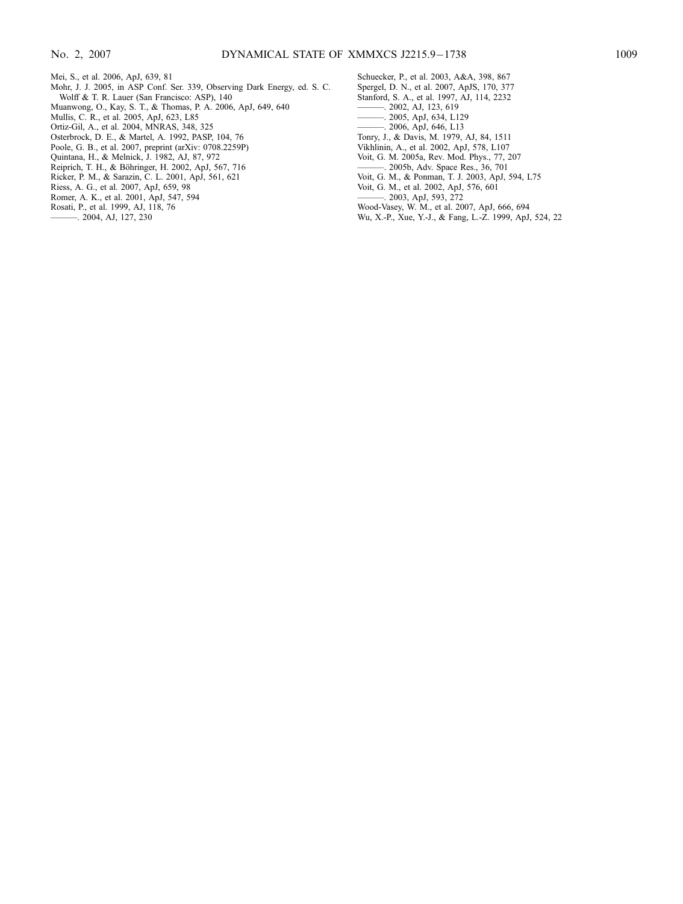Mei, S., et al. 2006, ApJ, 639, 81

Mohr, J. J. 2005, in ASP Conf. Ser. 339, Observing Dark Energy, ed. S. C. Wolff & T. R. Lauer (San Francisco: ASP), 140

Muanwong, O., Kay, S. T., & Thomas, P. A. 2006, ApJ, 649, 640

Mullis, C. R., et al. 2005, ApJ, 623, L85

Ortiz-Gil, A., et al. 2004, MNRAS, 348, 325

Osterbrock, D. E., & Martel, A. 1992, PASP, 104, 76

Poole, G. B., et al. 2007, preprint (arXiv: 0708.2259P)

Quintana, H., & Melnick, J. 1982, AJ, 87, 972

Reiprich, T. H., & Böhringer, H. 2002, ApJ, 567, 716

Ricker, P. M., & Sarazin, C. L. 2001, ApJ, 561, 621

Riess, A. G., et al. 2007, ApJ, 659, 98

Romer, A. K., et al. 2001, ApJ, 547, 594

Rosati, P., et al. 1999, AJ, 118, 76

———. 2004, AJ, 127, 230

Schuecker, P., et al. 2003, A&A, 398, 867

Spergel, D. N., et al. 2007, ApJS, 170, 377

Stanford, S. A., et al. 1997, AJ, 114, 2232

———. 2002, AJ, 123, 619

———. 2005, ApJ, 634, L129

———. 2006, ApJ, 646, L13

Tonry, J., & Davis, M. 1979, AJ, 84, 1511

Vikhlinin, A., et al. 2002, ApJ, 578, L107

Voit, G. M. 2005a, Rev. Mod. Phys., 77, 207

———. 2005b, Adv. Space Res., 36, 701

Voit, G. M., & Ponman, T. J. 2003, ApJ, 594, L75

Voit, G. M., et al. 2002, ApJ, 576, 601

———. 2003, ApJ, 593, 272

Wood-Vasey, W. M., et al. 2007, ApJ, 666, 694

Wu, X.-P., Xue, Y.-J., & Fang, L.-Z. 1999, ApJ, 524, 22